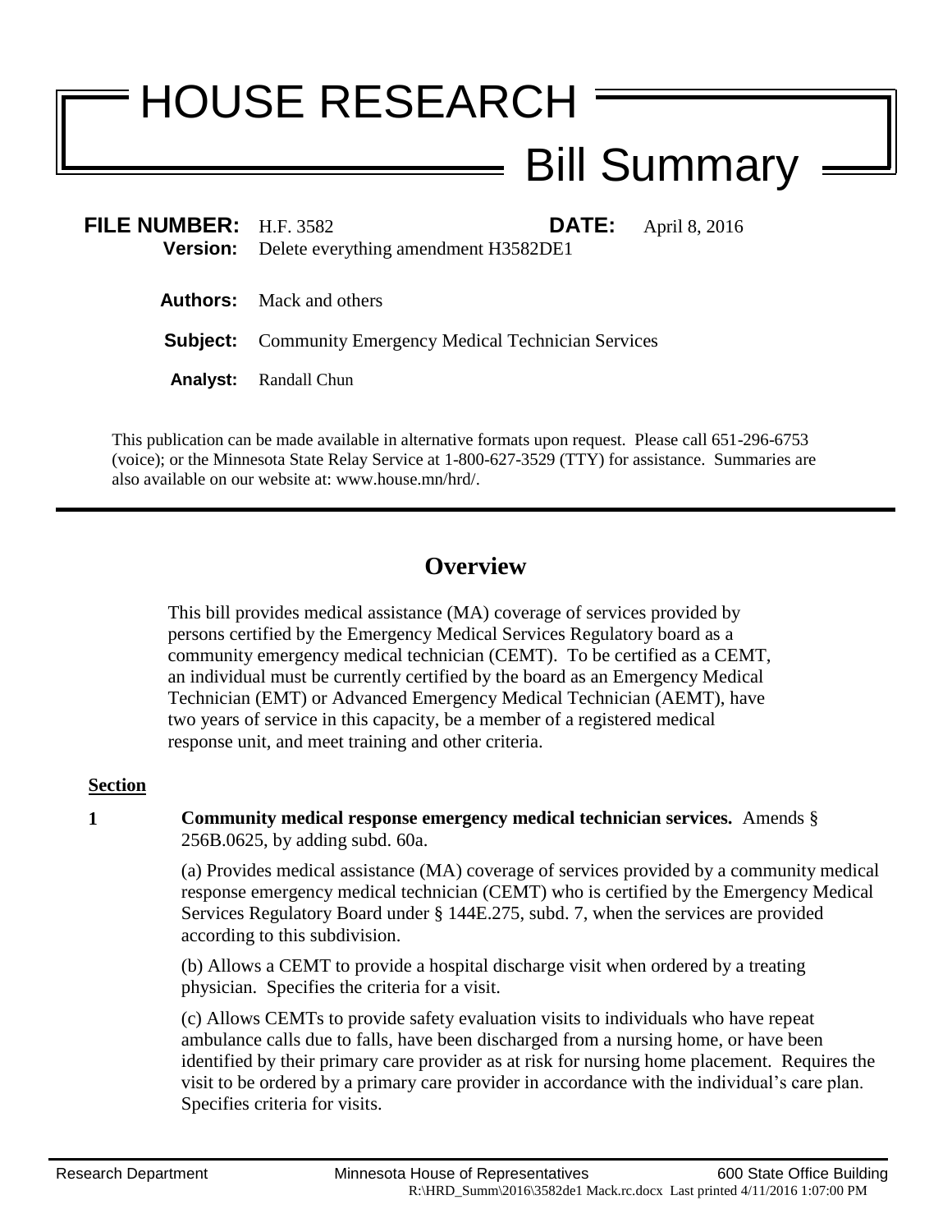# HOUSE RESEARCH

## Bill Summary

**FILE NUMBER:** H.F. 3582 **DATE:** April 8, 2016

**Version:** Delete everything amendment H3582DE1

**Authors:** Mack and others

**Subject:** Community Emergency Medical Technician Services

**Analyst:** Randall Chun

This publication can be made available in alternative formats upon request. Please call 651-296-6753 (voice); or the Minnesota State Relay Service at 1-800-627-3529 (TTY) for assistance. Summaries are also available on our website at: www.house.mn/hrd/.

---

## Overview

This bill provides medical assistance (MA) coverage of services provided by persons certified by the Emergency Medical Services Regulatory board as a community emergency medical technician (CEMT). To be certified as a CEMT, an individual must be currently certified by the board as an Emergency Medical Technician (EMT) or Advanced Emergency Medical Technician (AEMT), have two years of service in this capacity, be a member of a registered medical response unit, and meet training and other criteria.

**Section**

**1** **Community medical response emergency medical technician services.** Amends § 256B.0625, by adding subd. 60a.

(a) Provides medical assistance (MA) coverage of services provided by a community medical response emergency medical technician (CEMT) who is certified by the Emergency Medical Services Regulatory Board under § 144E.275, subd. 7, when the services are provided according to this subdivision.

(b) Allows a CEMT to provide a hospital discharge visit when ordered by a treating physician. Specifies the criteria for a visit.

(c) Allows CEMTs to provide safety evaluation visits to individuals who have repeat ambulance calls due to falls, have been discharged from a nursing home, or have been identified by their primary care provider as at risk for nursing home placement. Requires the visit to be ordered by a primary care provider in accordance with the individual's care plan. Specifies criteria for visits.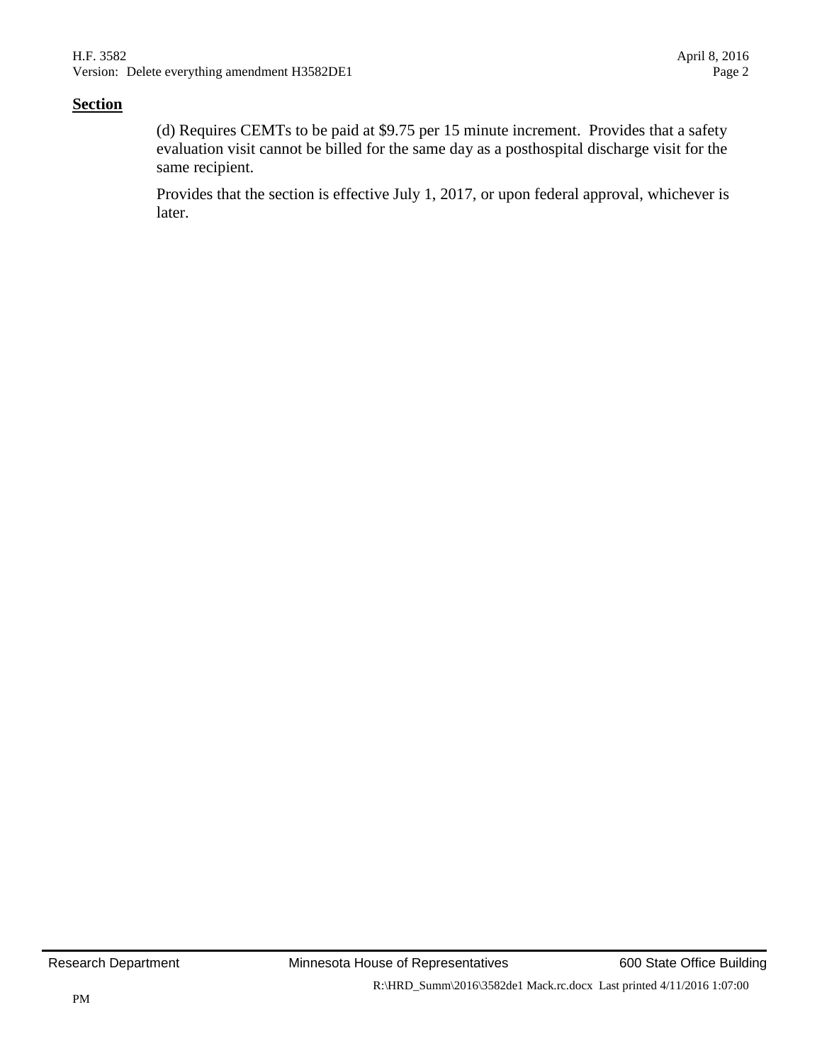**Section**

(d) Requires CEMTs to be paid at $9.75 per 15 minute increment. Provides that a safety evaluation visit cannot be billed for the same day as a posthospital discharge visit for the same recipient.

Provides that the section is effective July 1, 2017, or upon federal approval, whichever is later.